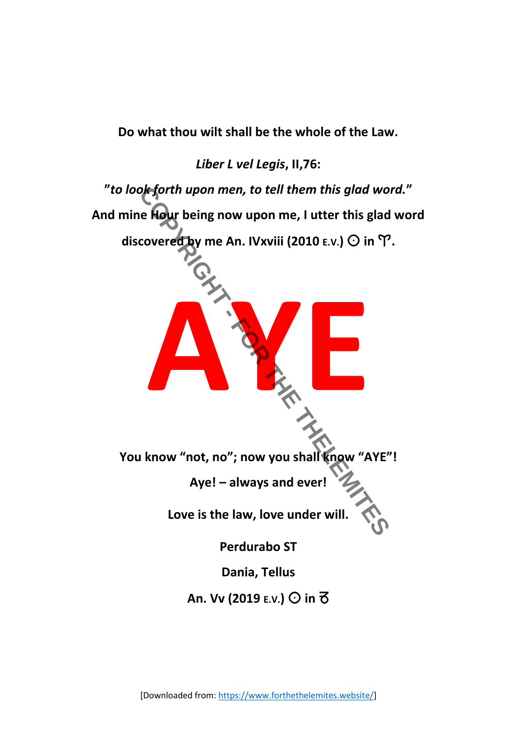**Do what thou wilt shall be the whole of the Law.**

***Liber L vel Legis*, II,76:**

***"to look forth upon men, to tell them this glad word."***

**And mine Hour being now upon me, I utter this glad word discovered by me An. IVxviii (2010 E.V.) ☉ in ♈.**

# AYE

**You know "not, no"; now you shall know "AYE"!**

**Aye! – always and ever!**

**Love is the law, love under will.**

**Perdurabo ST**

**Dania, Tellus**

**An. Vv (2019 E.V.) ☉ in ♉**

[Downloaded from: https://www.forthethelemites.website/]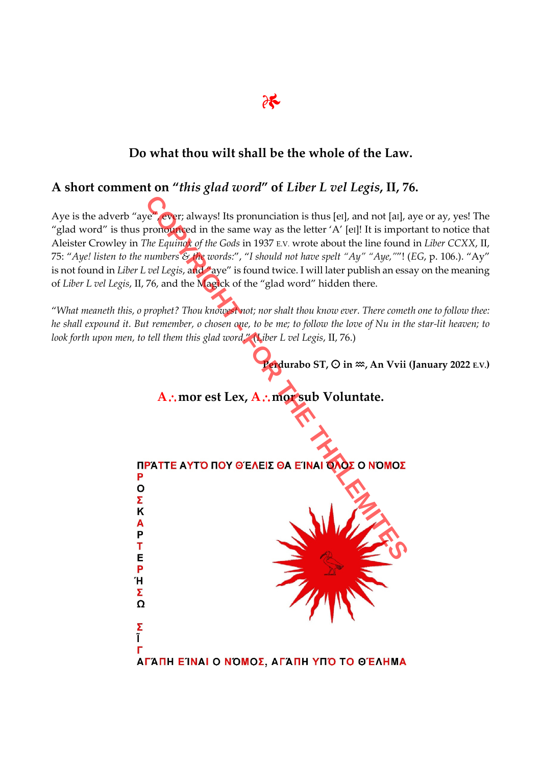## Do what thou wilt shall be the whole of the Law.

## A short comment on "*this glad word*" of *Liber L vel Legis*, II, 76.

Aye is the adverb "aye", ever; always! Its pronunciation is thus [eɪ], and not [aɪ], aye or ay, yes! The "glad word" is thus pronounced in the same way as the letter 'A' [eɪ]! It is important to notice that Aleister Crowley in *The Equinox of the Gods* in 1937 E.V. wrote about the line found in *Liber CCXX*, II, 75: "*Aye! listen to the numbers & the words:*", "*I should not have spelt "Ay" "Aye,""*! (*EG*, p. 106.). "Ay" is not found in *Liber L vel Legis*, and "aye" is found twice. I will later publish an essay on the meaning of *Liber L vel Legis*, II, 76, and the Magick of the "glad word" hidden there.

"*What meaneth this, o prophet? Thou knowest not; nor shalt thou know ever. There cometh one to follow thee: he shall expound it. But remember, o chosen one, to be me; to follow the love of Nu in the star-lit heaven; to look forth upon men, to tell them this glad word.*" (*Liber L vel Legis*, II, 76.)

**Perdurabo ST, ☉ in ♒, An Vvii (January 2022 E.V.)**

**A∴mor est Lex, A∴mor sub Voluntate.**

ΠΡΆΤΤΕ ΑΥΤΌ ΠΟΥ ΘΈΛΕΙΣ ΘΑ ΕΊΝΑΙ ΌΛΟΣ Ο ΝΌΜΟΣ

ΡΟΣΚΑΡΤΕΡΉΣΩ

ΣΪΓ

ΑΓΆΠΗ ΕΊΝΑΙ Ο ΝΌΜΟΣ, ΑΓΆΠΗ ΥΠΌ ΤΟ ΘΈΛΗΜΑ

COPYRIGHT - FOR THE THELEMITES